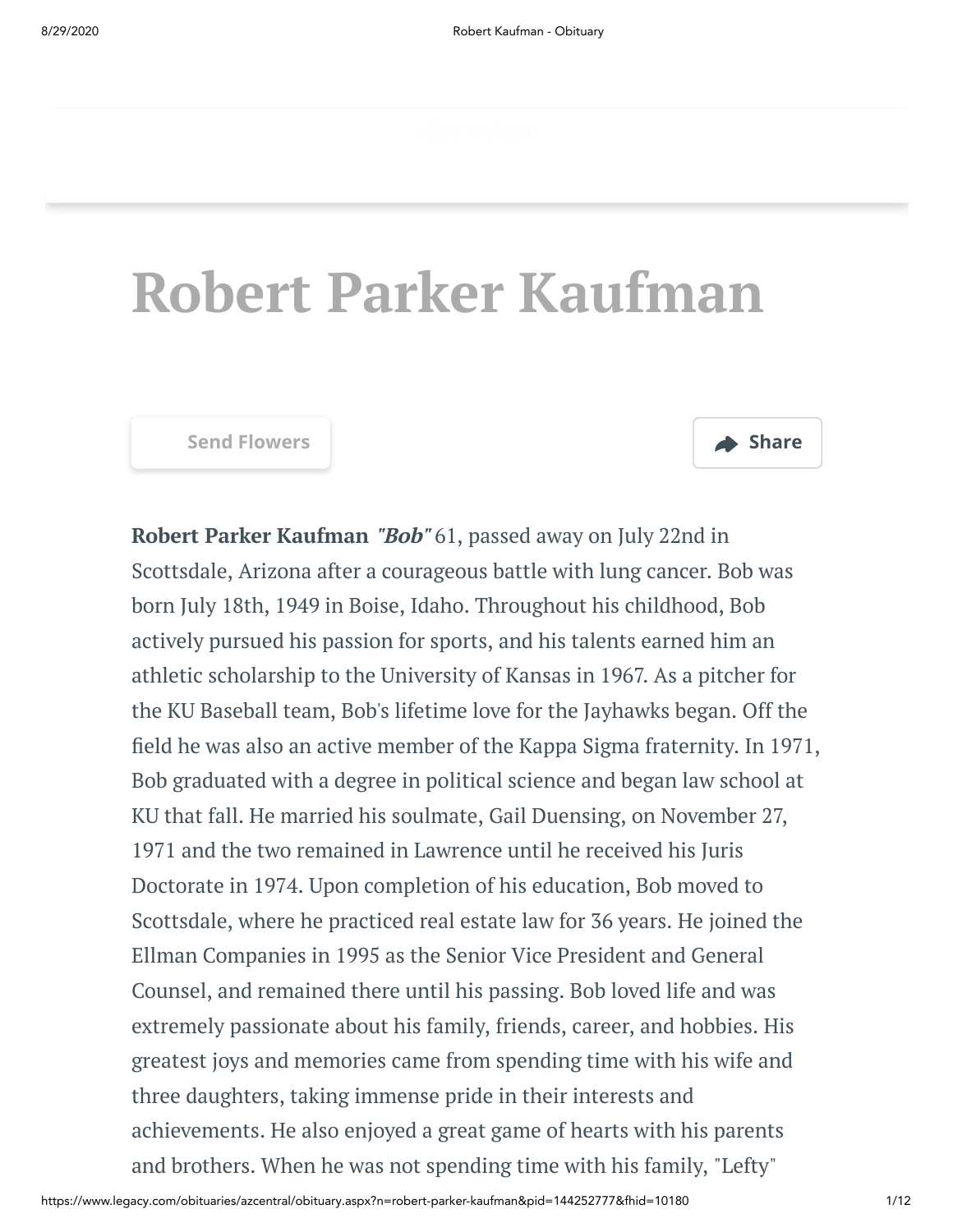# Robert Parker Kaufman

Send Flowers

Share

**Robert Parker Kaufman** ***"Bob"*** 61, passed away on July 22nd in Scottsdale, Arizona after a courageous battle with lung cancer. Bob was born July 18th, 1949 in Boise, Idaho. Throughout his childhood, Bob actively pursued his passion for sports, and his talents earned him an athletic scholarship to the University of Kansas in 1967. As a pitcher for the KU Baseball team, Bob's lifetime love for the Jayhawks began. Off the field he was also an active member of the Kappa Sigma fraternity. In 1971, Bob graduated with a degree in political science and began law school at KU that fall. He married his soulmate, Gail Duensing, on November 27, 1971 and the two remained in Lawrence until he received his Juris Doctorate in 1974. Upon completion of his education, Bob moved to Scottsdale, where he practiced real estate law for 36 years. He joined the Ellman Companies in 1995 as the Senior Vice President and General Counsel, and remained there until his passing. Bob loved life and was extremely passionate about his family, friends, career, and hobbies. His greatest joys and memories came from spending time with his wife and three daughters, taking immense pride in their interests and achievements. He also enjoyed a great game of hearts with his parents and brothers. When he was not spending time with his family, "Lefty"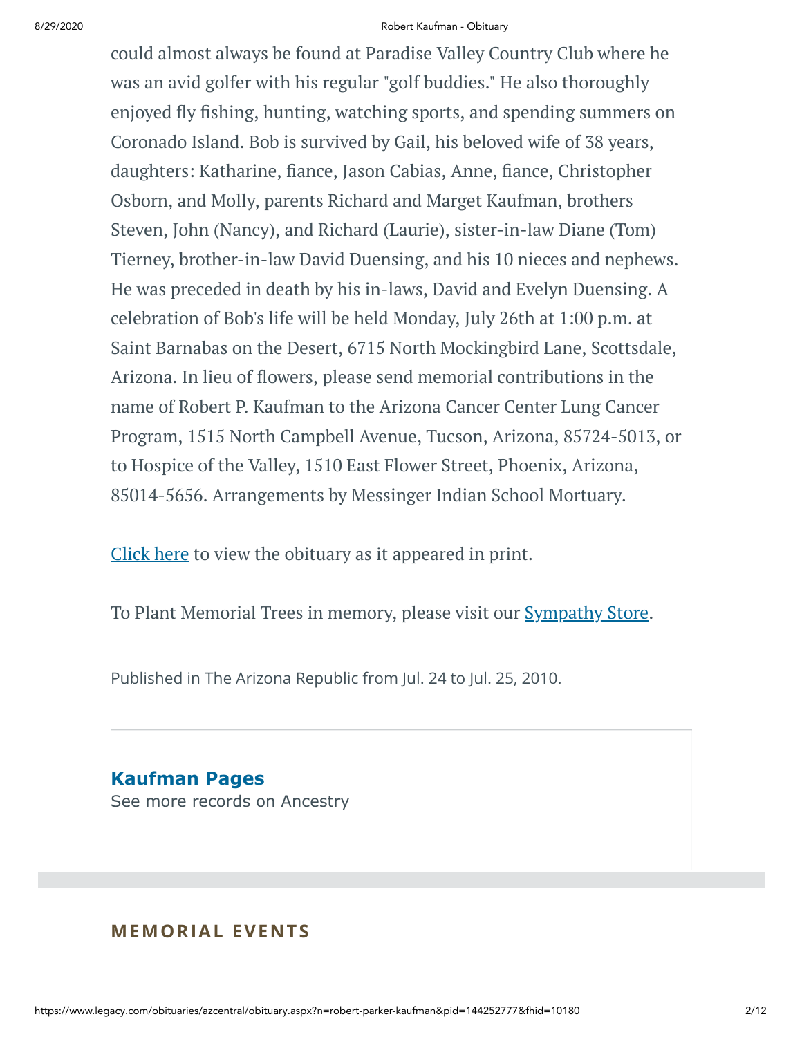could almost always be found at Paradise Valley Country Club where he was an avid golfer with his regular "golf buddies." He also thoroughly enjoyed fly fishing, hunting, watching sports, and spending summers on Coronado Island. Bob is survived by Gail, his beloved wife of 38 years, daughters: Katharine, fiance, Jason Cabias, Anne, fiance, Christopher Osborn, and Molly, parents Richard and Marget Kaufman, brothers Steven, John (Nancy), and Richard (Laurie), sister-in-law Diane (Tom) Tierney, brother-in-law David Duensing, and his 10 nieces and nephews. He was preceded in death by his in-laws, David and Evelyn Duensing. A celebration of Bob's life will be held Monday, July 26th at 1:00 p.m. at Saint Barnabas on the Desert, 6715 North Mockingbird Lane, Scottsdale, Arizona. In lieu of flowers, please send memorial contributions in the name of Robert P. Kaufman to the Arizona Cancer Center Lung Cancer Program, 1515 North Campbell Avenue, Tucson, Arizona, 85724-5013, or to Hospice of the Valley, 1510 East Flower Street, Phoenix, Arizona, 85014-5656. Arrangements by Messinger Indian School Mortuary.

Click here to view the obituary as it appeared in print.

To Plant Memorial Trees in memory, please visit our Sympathy Store.

Published in The Arizona Republic from Jul. 24 to Jul. 25, 2010.

**Kaufman Pages**

See more records on Ancestry

## MEMORIAL EVENTS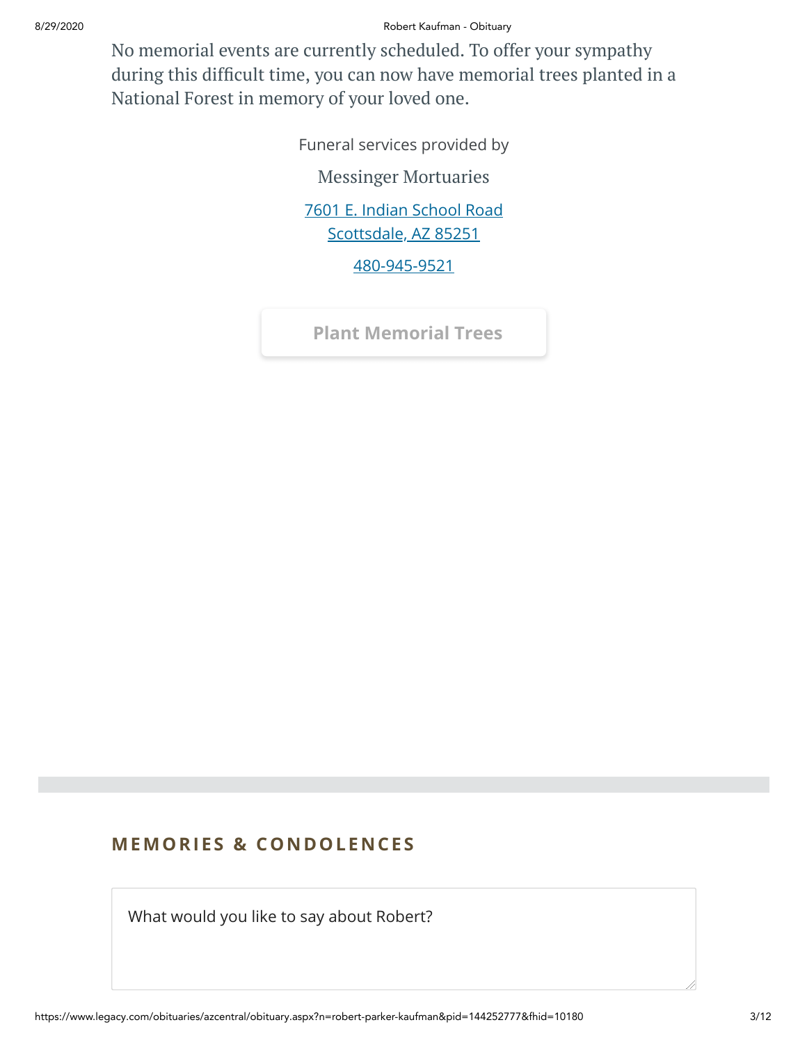No memorial events are currently scheduled. To offer your sympathy during this difficult time, you can now have memorial trees planted in a National Forest in memory of your loved one.

Funeral services provided by

Messinger Mortuaries

7601 E. Indian School Road
Scottsdale, AZ 85251

480-945-9521

Plant Memorial Trees

## MEMORIES & CONDOLENCES

What would you like to say about Robert?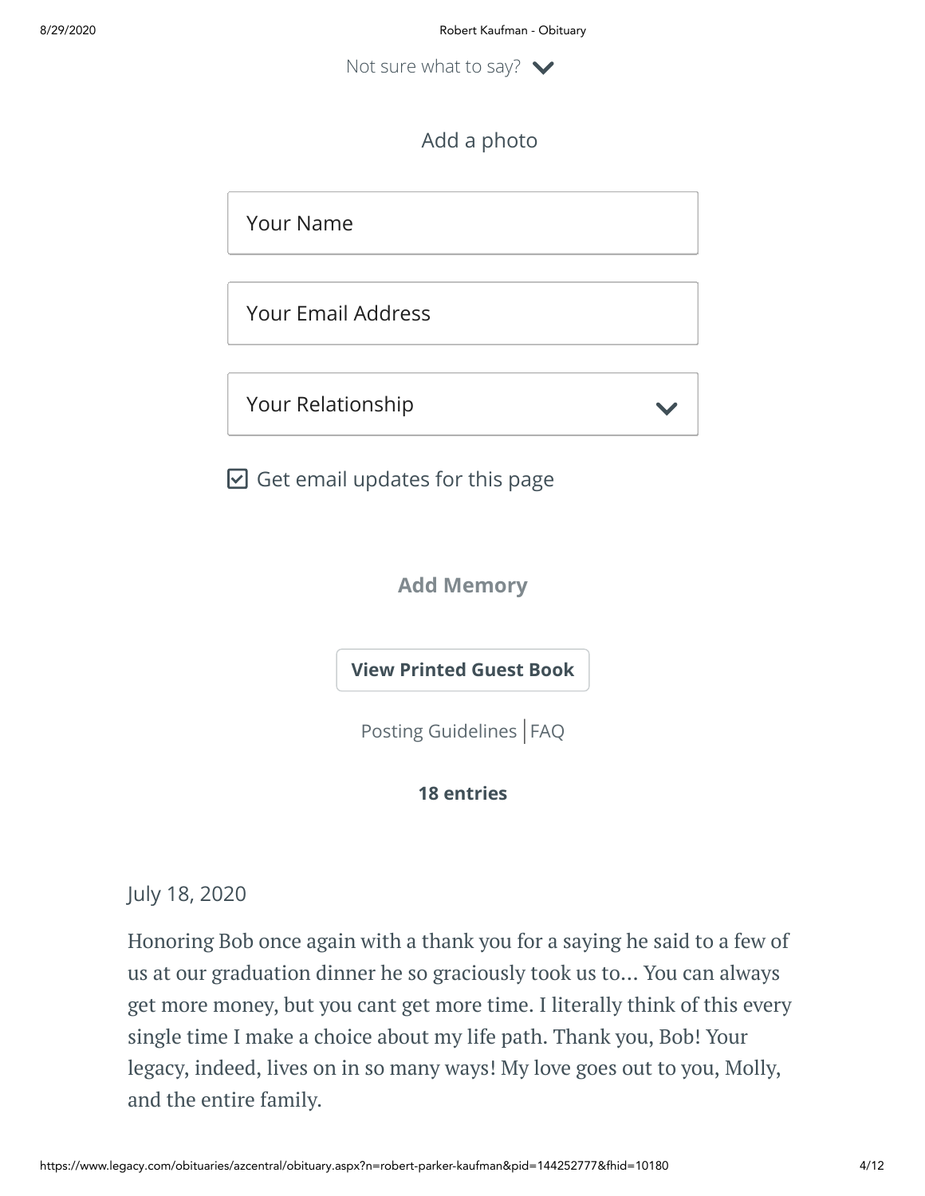Not sure what to say?

Add a photo

Your Name

Your Email Address

Your Relationship

☑ Get email updates for this page

**Add Memory**

**View Printed Guest Book**

Posting Guidelines | FAQ

**18 entries**

July 18, 2020

Honoring Bob once again with a thank you for a saying he said to a few of us at our graduation dinner he so graciously took us to... You can always get more money, but you cant get more time. I literally think of this every single time I make a choice about my life path. Thank you, Bob! Your legacy, indeed, lives on in so many ways! My love goes out to you, Molly, and the entire family.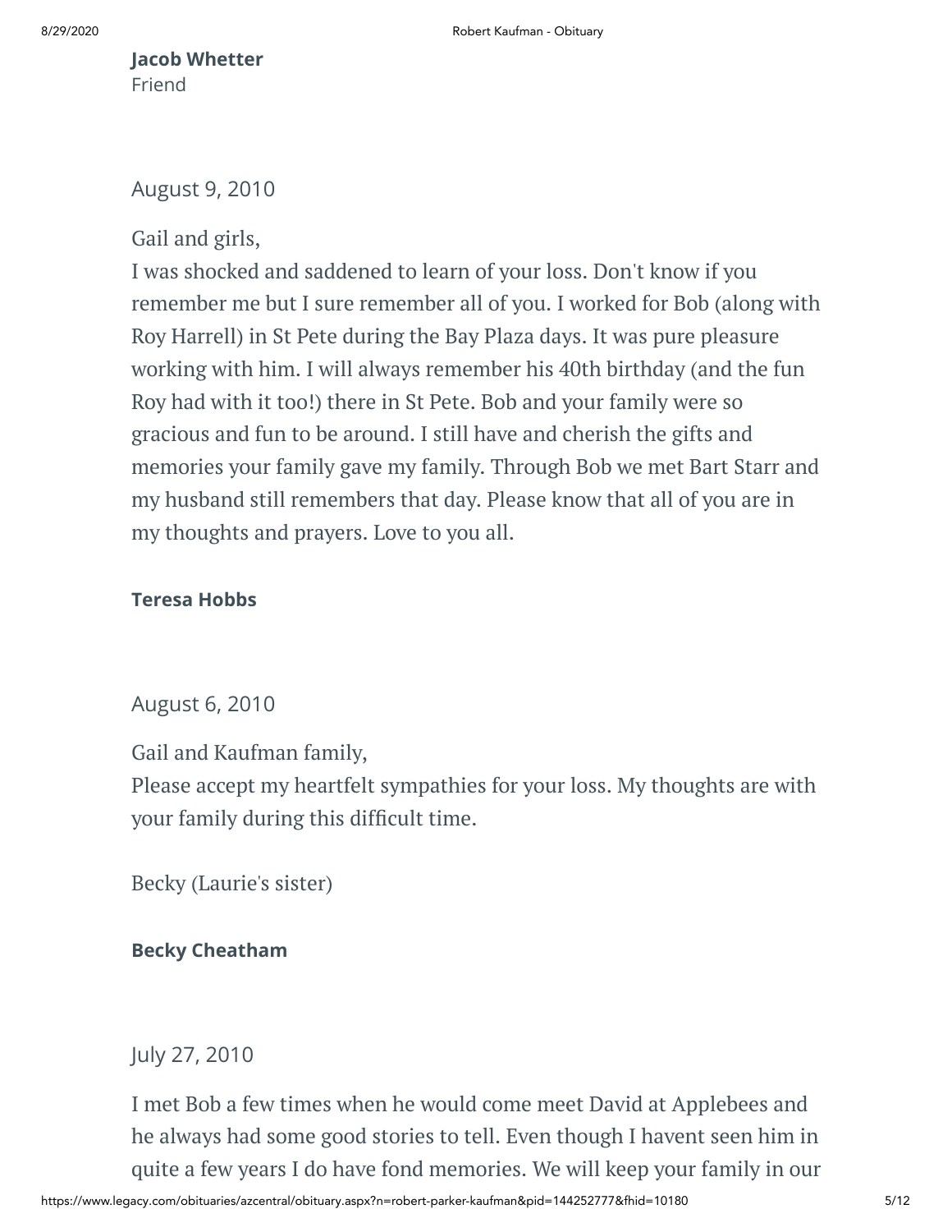**Jacob Whetter**
Friend

August 9, 2010

Gail and girls,
I was shocked and saddened to learn of your loss. Don't know if you remember me but I sure remember all of you. I worked for Bob (along with Roy Harrell) in St Pete during the Bay Plaza days. It was pure pleasure working with him. I will always remember his 40th birthday (and the fun Roy had with it too!) there in St Pete. Bob and your family were so gracious and fun to be around. I still have and cherish the gifts and memories your family gave my family. Through Bob we met Bart Starr and my husband still remembers that day. Please know that all of you are in my thoughts and prayers. Love to you all.

**Teresa Hobbs**

August 6, 2010

Gail and Kaufman family,
Please accept my heartfelt sympathies for your loss. My thoughts are with your family during this difficult time.

Becky (Laurie's sister)

**Becky Cheatham**

July 27, 2010

I met Bob a few times when he would come meet David at Applebees and he always had some good stories to tell. Even though I havent seen him in quite a few years I do have fond memories. We will keep your family in our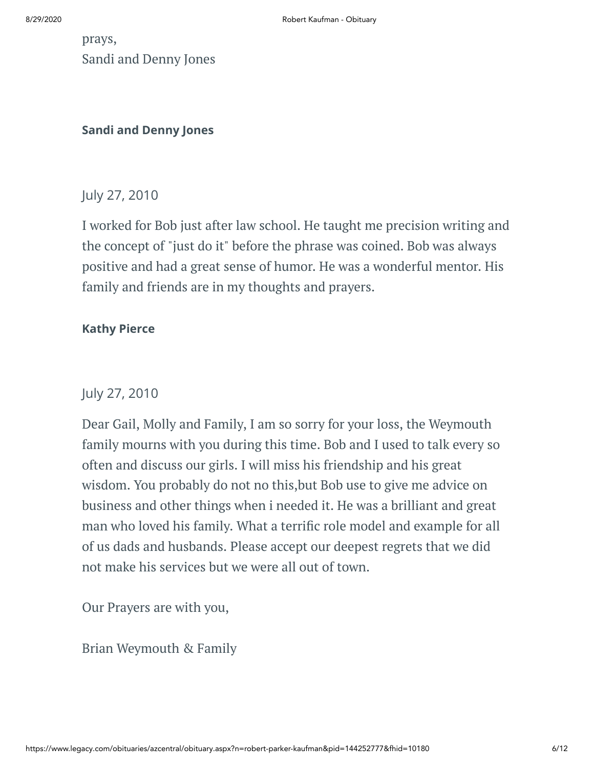prays,
Sandi and Denny Jones

**Sandi and Denny Jones**

July 27, 2010

I worked for Bob just after law school. He taught me precision writing and the concept of "just do it" before the phrase was coined. Bob was always positive and had a great sense of humor. He was a wonderful mentor. His family and friends are in my thoughts and prayers.

**Kathy Pierce**

July 27, 2010

Dear Gail, Molly and Family, I am so sorry for your loss, the Weymouth family mourns with you during this time. Bob and I used to talk every so often and discuss our girls. I will miss his friendship and his great wisdom. You probably do not no this,but Bob use to give me advice on business and other things when i needed it. He was a brilliant and great man who loved his family. What a terrific role model and example for all of us dads and husbands. Please accept our deepest regrets that we did not make his services but we were all out of town.

Our Prayers are with you,

Brian Weymouth & Family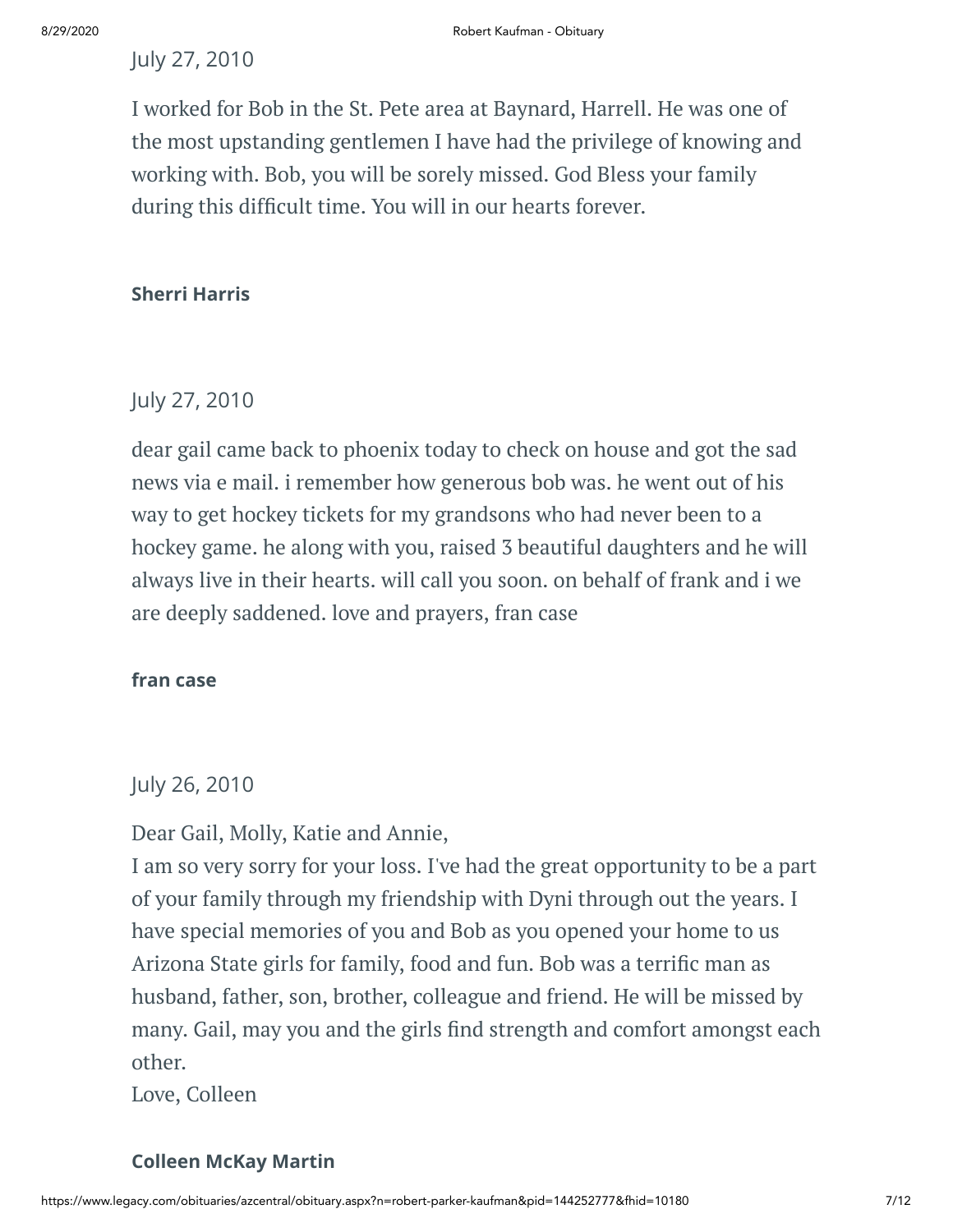July 27, 2010

I worked for Bob in the St. Pete area at Baynard, Harrell. He was one of the most upstanding gentlemen I have had the privilege of knowing and working with. Bob, you will be sorely missed. God Bless your family during this difficult time. You will in our hearts forever.

**Sherri Harris**

July 27, 2010

dear gail came back to phoenix today to check on house and got the sad news via e mail. i remember how generous bob was. he went out of his way to get hockey tickets for my grandsons who had never been to a hockey game. he along with you, raised 3 beautiful daughters and he will always live in their hearts. will call you soon. on behalf of frank and i we are deeply saddened. love and prayers, fran case

**fran case**

July 26, 2010

Dear Gail, Molly, Katie and Annie,
I am so very sorry for your loss. I've had the great opportunity to be a part of your family through my friendship with Dyni through out the years. I have special memories of you and Bob as you opened your home to us Arizona State girls for family, food and fun. Bob was a terrific man as husband, father, son, brother, colleague and friend. He will be missed by many. Gail, may you and the girls find strength and comfort amongst each other.
Love, Colleen

**Colleen McKay Martin**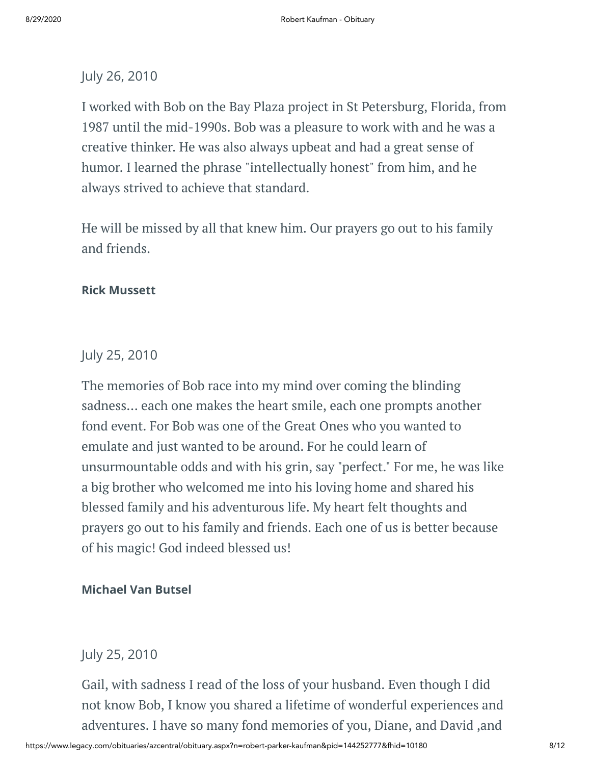July 26, 2010

I worked with Bob on the Bay Plaza project in St Petersburg, Florida, from 1987 until the mid-1990s. Bob was a pleasure to work with and he was a creative thinker. He was also always upbeat and had a great sense of humor. I learned the phrase "intellectually honest" from him, and he always strived to achieve that standard.

He will be missed by all that knew him. Our prayers go out to his family and friends.

**Rick Mussett**

July 25, 2010

The memories of Bob race into my mind over coming the blinding sadness... each one makes the heart smile, each one prompts another fond event. For Bob was one of the Great Ones who you wanted to emulate and just wanted to be around. For he could learn of unsurmountable odds and with his grin, say "perfect." For me, he was like a big brother who welcomed me into his loving home and shared his blessed family and his adventurous life. My heart felt thoughts and prayers go out to his family and friends. Each one of us is better because of his magic! God indeed blessed us!

**Michael Van Butsel**

July 25, 2010

Gail, with sadness I read of the loss of your husband. Even though I did not know Bob, I know you shared a lifetime of wonderful experiences and adventures. I have so many fond memories of you, Diane, and David ,and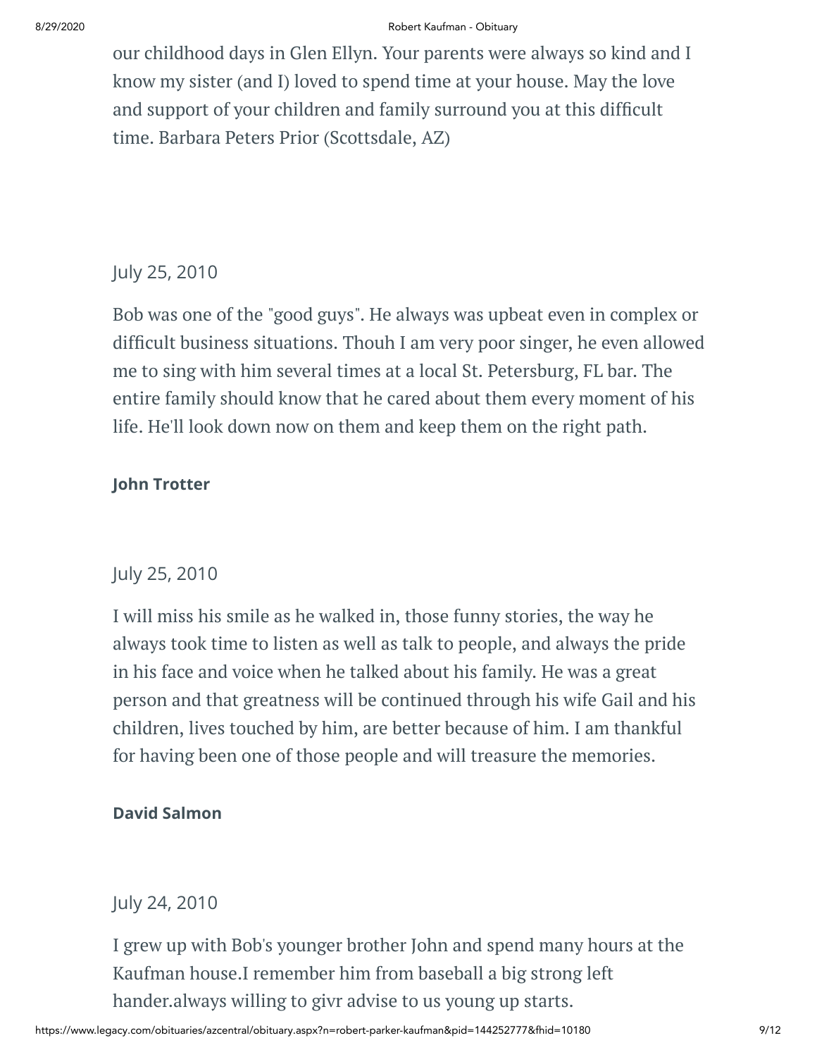our childhood days in Glen Ellyn. Your parents were always so kind and I know my sister (and I) loved to spend time at your house. May the love and support of your children and family surround you at this difficult time. Barbara Peters Prior (Scottsdale, AZ)

July 25, 2010

Bob was one of the "good guys". He always was upbeat even in complex or difficult business situations. Thouh I am very poor singer, he even allowed me to sing with him several times at a local St. Petersburg, FL bar. The entire family should know that he cared about them every moment of his life. He'll look down now on them and keep them on the right path.

**John Trotter**

July 25, 2010

I will miss his smile as he walked in, those funny stories, the way he always took time to listen as well as talk to people, and always the pride in his face and voice when he talked about his family. He was a great person and that greatness will be continued through his wife Gail and his children, lives touched by him, are better because of him. I am thankful for having been one of those people and will treasure the memories.

**David Salmon**

July 24, 2010

I grew up with Bob's younger brother John and spend many hours at the Kaufman house.I remember him from baseball a big strong left hander.always willing to givr advise to us young up starts.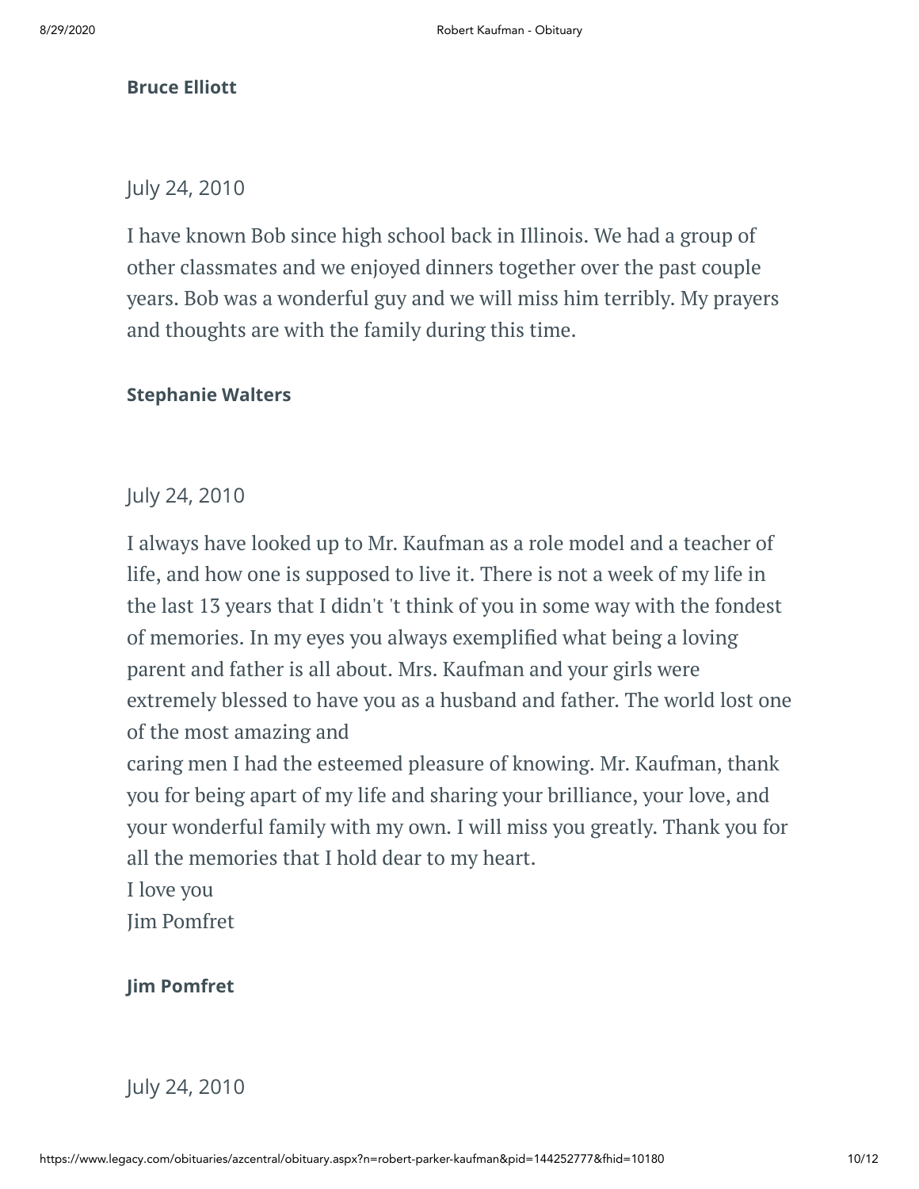**Bruce Elliott**

July 24, 2010

I have known Bob since high school back in Illinois. We had a group of other classmates and we enjoyed dinners together over the past couple years. Bob was a wonderful guy and we will miss him terribly. My prayers and thoughts are with the family during this time.

**Stephanie Walters**

July 24, 2010

I always have looked up to Mr. Kaufman as a role model and a teacher of life, and how one is supposed to live it. There is not a week of my life in the last 13 years that I didn't 't think of you in some way with the fondest of memories. In my eyes you always exemplified what being a loving parent and father is all about. Mrs. Kaufman and your girls were extremely blessed to have you as a husband and father. The world lost one of the most amazing and
caring men I had the esteemed pleasure of knowing. Mr. Kaufman, thank you for being apart of my life and sharing your brilliance, your love, and your wonderful family with my own. I will miss you greatly. Thank you for all the memories that I hold dear to my heart.
I love you
Jim Pomfret

**Jim Pomfret**

July 24, 2010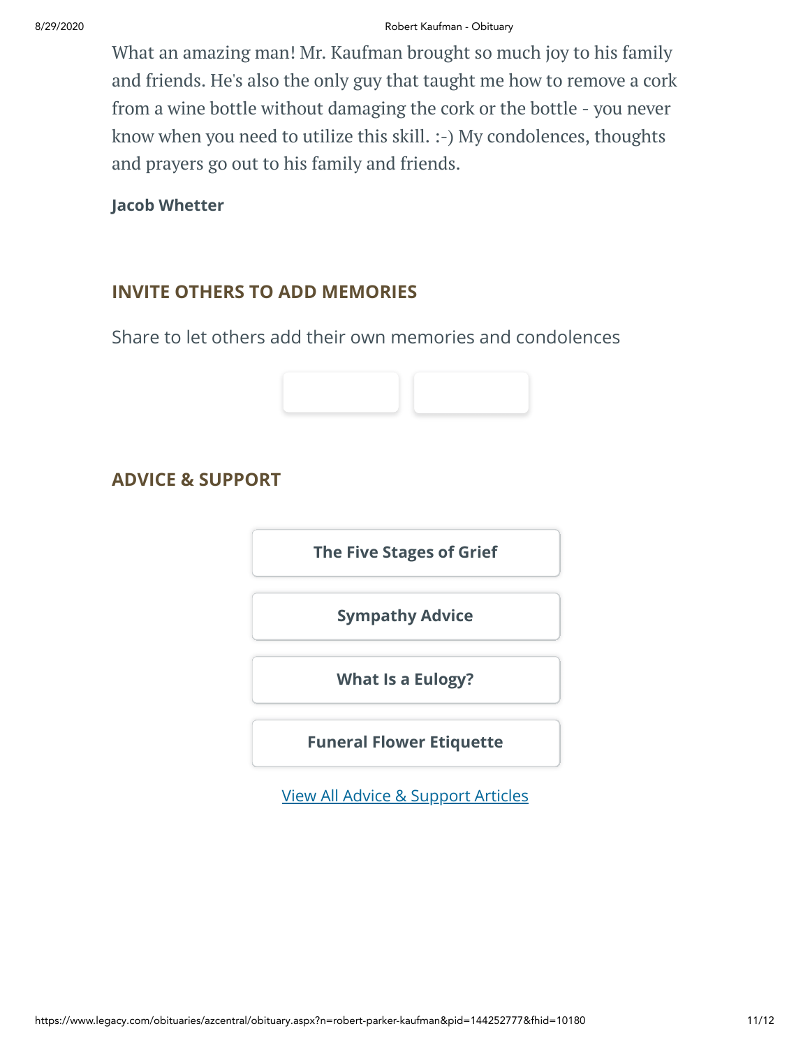What an amazing man! Mr. Kaufman brought so much joy to his family and friends. He's also the only guy that taught me how to remove a cork from a wine bottle without damaging the cork or the bottle - you never know when you need to utilize this skill. :-) My condolences, thoughts and prayers go out to his family and friends.

**Jacob Whetter**

## INVITE OTHERS TO ADD MEMORIES

Share to let others add their own memories and condolences

## ADVICE & SUPPORT

**The Five Stages of Grief**

**Sympathy Advice**

**What Is a Eulogy?**

**Funeral Flower Etiquette**

View All Advice & Support Articles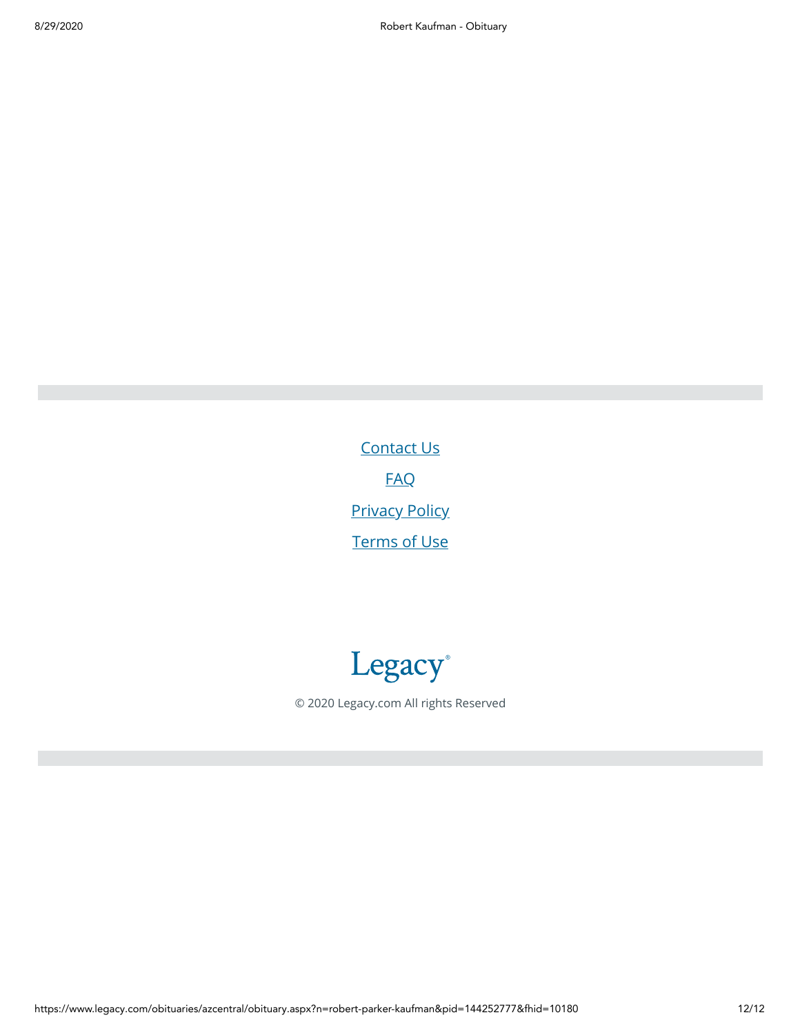Contact Us

FAQ

Privacy Policy

Terms of Use

Legacy®

© 2020 Legacy.com All rights Reserved